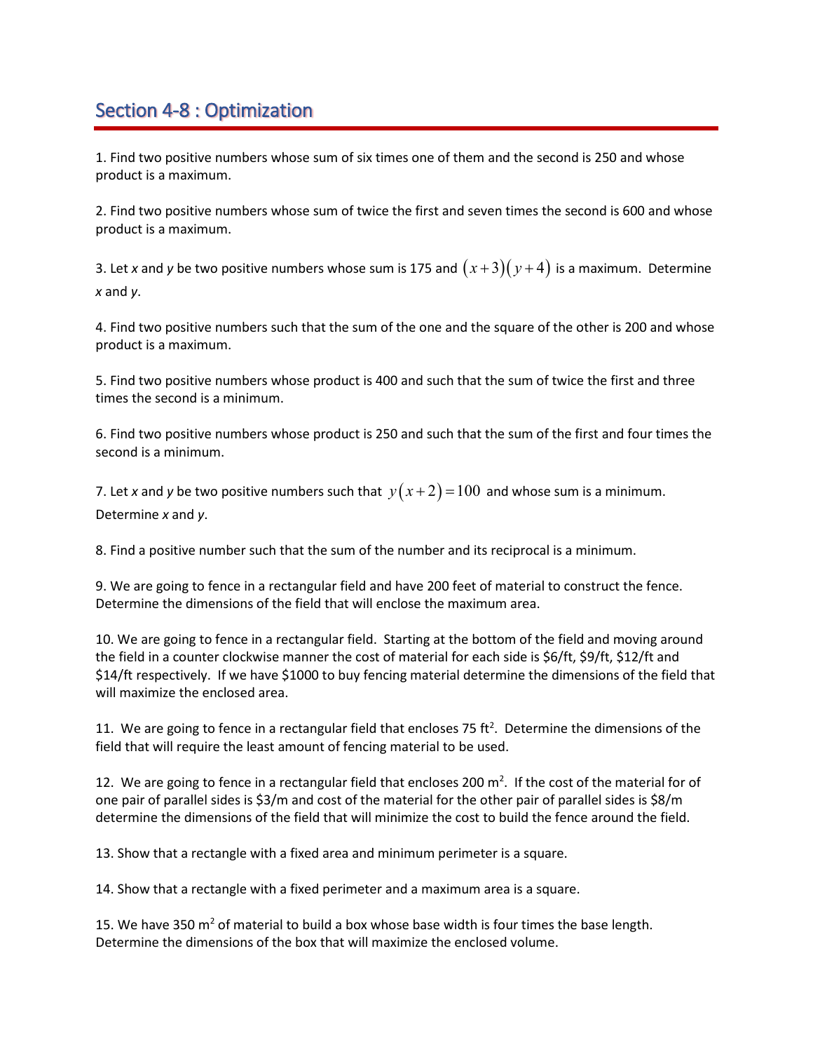# Section 4-8 : Optimization

1. Find two positive numbers whose sum of six times one of them and the second is 250 and whose product is a maximum.

2. Find two positive numbers whose sum of twice the first and seven times the second is 600 and whose product is a maximum.

3. Let *x* and *y* be two positive numbers whose sum is 175 and $(x+3)(y+4)$ is a maximum. Determine *x* and *y*.

4. Find two positive numbers such that the sum of the one and the square of the other is 200 and whose product is a maximum.

5. Find two positive numbers whose product is 400 and such that the sum of twice the first and three times the second is a minimum.

6. Find two positive numbers whose product is 250 and such that the sum of the first and four times the second is a minimum.

7. Let *x* and *y* be two positive numbers such that $y(x+2)=100$ and whose sum is a minimum. Determine *x* and *y*.

8. Find a positive number such that the sum of the number and its reciprocal is a minimum.

9. We are going to fence in a rectangular field and have 200 feet of material to construct the fence. Determine the dimensions of the field that will enclose the maximum area.

10. We are going to fence in a rectangular field. Starting at the bottom of the field and moving around the field in a counter clockwise manner the cost of material for each side is \$6/ft, \$9/ft, \$12/ft and \$14/ft respectively. If we have \$1000 to buy fencing material determine the dimensions of the field that will maximize the enclosed area.

11. We are going to fence in a rectangular field that encloses 75 $ft^2$. Determine the dimensions of the field that will require the least amount of fencing material to be used.

12. We are going to fence in a rectangular field that encloses 200 $m^2$. If the cost of the material for of one pair of parallel sides is \$3/m and cost of the material for the other pair of parallel sides is \$8/m determine the dimensions of the field that will minimize the cost to build the fence around the field.

13. Show that a rectangle with a fixed area and minimum perimeter is a square.

14. Show that a rectangle with a fixed perimeter and a maximum area is a square.

15. We have 350 $m^2$ of material to build a box whose base width is four times the base length. Determine the dimensions of the box that will maximize the enclosed volume.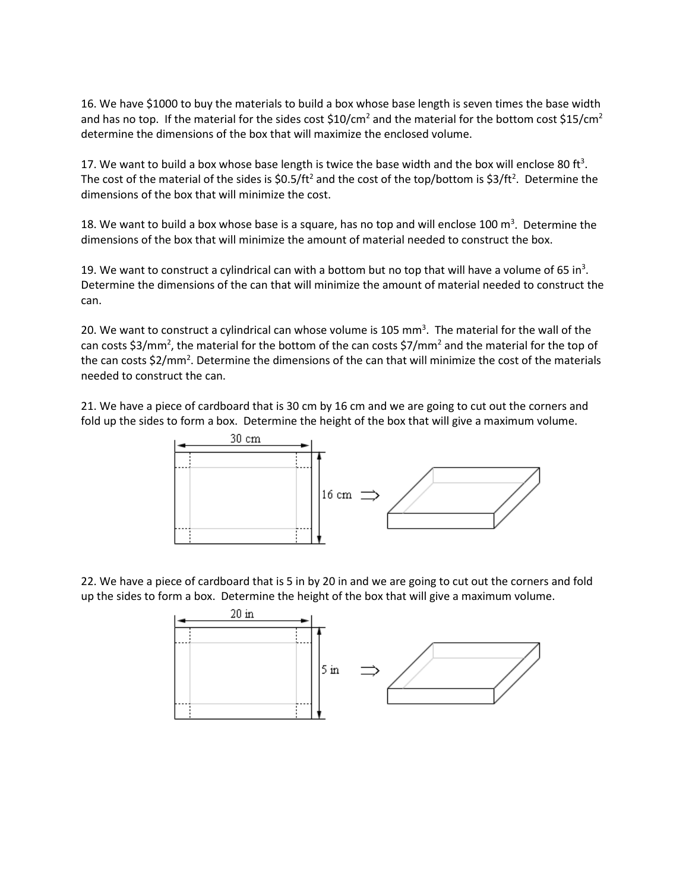16. We have \$1000 to buy the materials to build a box whose base length is seven times the base width and has no top. If the material for the sides cost \$10/cm$^2$ and the material for the bottom cost \$15/cm$^2$ determine the dimensions of the box that will maximize the enclosed volume.

17. We want to build a box whose base length is twice the base width and the box will enclose 80 ft$^3$. The cost of the material of the sides is \$0.5/ft$^2$ and the cost of the top/bottom is \$3/ft$^2$. Determine the dimensions of the box that will minimize the cost.

18. We want to build a box whose base is a square, has no top and will enclose 100 m$^3$. Determine the dimensions of the box that will minimize the amount of material needed to construct the box.

19. We want to construct a cylindrical can with a bottom but no top that will have a volume of 65 in$^3$. Determine the dimensions of the can that will minimize the amount of material needed to construct the can.

20. We want to construct a cylindrical can whose volume is 105 mm$^3$. The material for the wall of the can costs \$3/mm$^2$, the material for the bottom of the can costs \$7/mm$^2$ and the material for the top of the can costs \$2/mm$^2$. Determine the dimensions of the can that will minimize the cost of the materials needed to construct the can.

21. We have a piece of cardboard that is 30 cm by 16 cm and we are going to cut out the corners and fold up the sides to form a box. Determine the height of the box that will give a maximum volume.

30 cm

16 cm ⇒

22. We have a piece of cardboard that is 5 in by 20 in and we are going to cut out the corners and fold up the sides to form a box. Determine the height of the box that will give a maximum volume.

20 in

5 in ⇒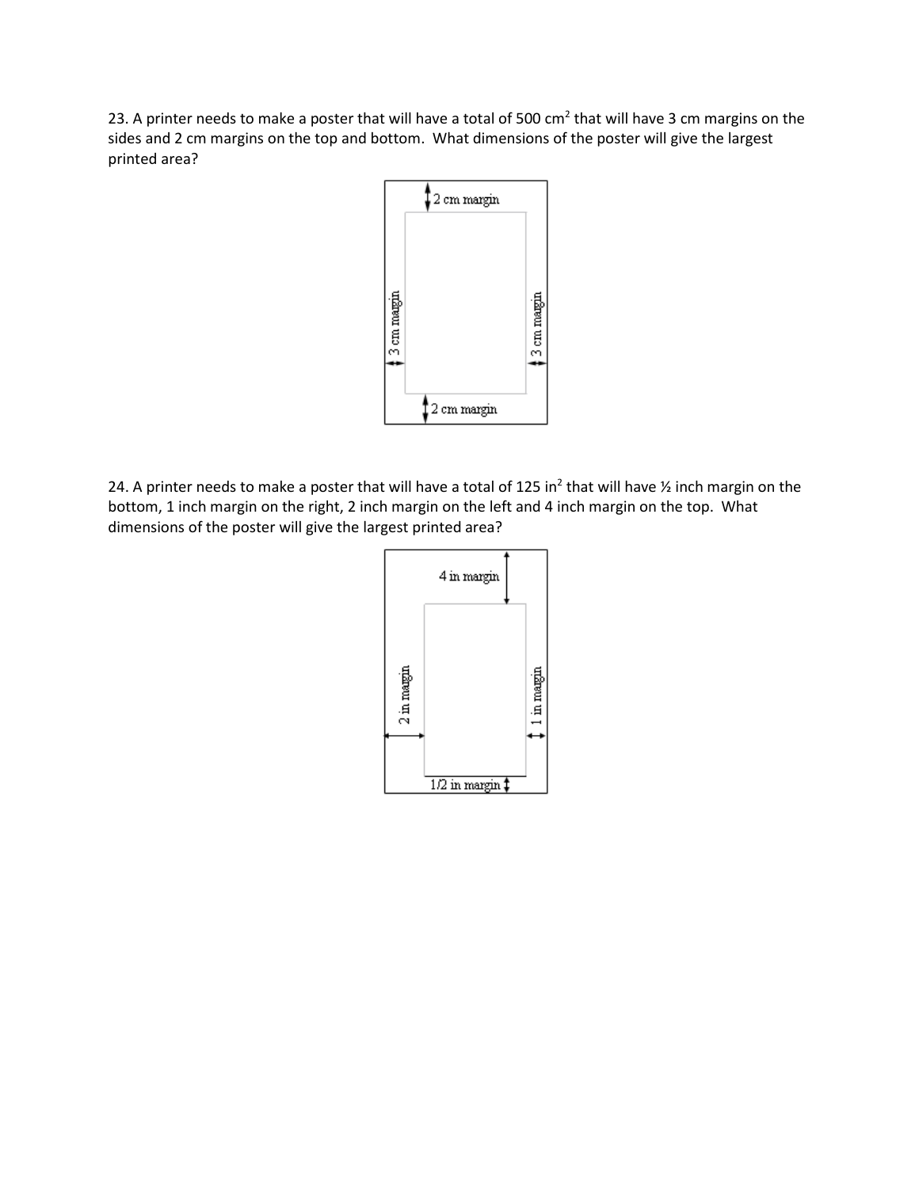23. A printer needs to make a poster that will have a total of 500 $cm^2$ that will have 3 cm margins on the sides and 2 cm margins on the top and bottom. What dimensions of the poster will give the largest printed area?

2 cm margin

3 cm margin

3 cm margin

2 cm margin

24. A printer needs to make a poster that will have a total of 125 $in^2$ that will have ½ inch margin on the bottom, 1 inch margin on the right, 2 inch margin on the left and 4 inch margin on the top. What dimensions of the poster will give the largest printed area?

4 in margin

2 in margin

1 in margin

1/2 in margin